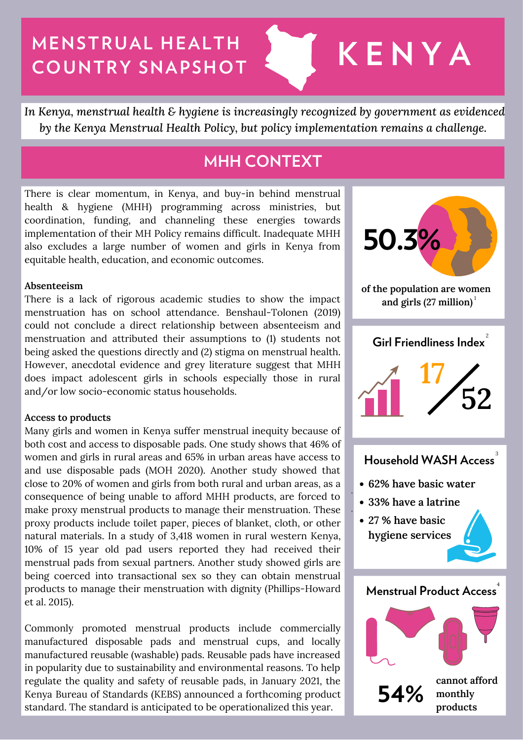# MENSTRUAL HEALTH COUNTRY SNAPSHOT — KENYA

*In Kenya, menstrual health & hygiene is increasingly recognized by government as evidenced by the Kenya Menstrual Health Policy, but policy implementation remains a challenge.*

## MHH CONTEXT

There is clear momentum, in Kenya, and buy-in behind menstrual health & hygiene (MHH) programming across ministries, but coordination, funding, and channeling these energies towards implementation of their MH Policy remains difficult. Inadequate MHH also excludes a large number of women and girls in Kenya from equitable health, education, and economic outcomes.

**Absenteeism**

There is a lack of rigorous academic studies to show the impact menstruation has on school attendance. Benshaul-Tolonen (2019) could not conclude a direct relationship between absenteeism and menstruation and attributed their assumptions to (1) students not being asked the questions directly and (2) stigma on menstrual health. However, anecdotal evidence and grey literature suggest that MHH does impact adolescent girls in schools especially those in rural and/or low socio-economic status households.

**Access to products**

Many girls and women in Kenya suffer menstrual inequity because of both cost and access to disposable pads. One study shows that 46% of women and girls in rural areas and 65% in urban areas have access to and use disposable pads (MOH 2020). Another study showed that close to 20% of women and girls from both rural and urban areas, as a consequence of being unable to afford MHH products, are forced to make proxy menstrual products to manage their menstruation. These proxy products include toilet paper, pieces of blanket, cloth, or other natural materials. In a study of 3,418 women in rural western Kenya, 10% of 15 year old pad users reported they had received their menstrual pads from sexual partners. Another study showed girls are being coerced into transactional sex so they can obtain menstrual products to manage their menstruation with dignity (Phillips-Howard et al. 2015).

Commonly promoted menstrual products include commercially manufactured disposable pads and menstrual cups, and locally manufactured reusable (washable) pads. Reusable pads have increased in popularity due to sustainability and environmental reasons. To help regulate the quality and safety of reusable pads, in January 2021, the Kenya Bureau of Standards (KEBS) announced a forthcoming product standard. The standard is anticipated to be operationalized this year.

**50.3%** of the population are women and girls (27 million)[1]

**Girl Friendliness Index**[2]

17/52

**Household WASH Access**[3]

- 62% have basic water
- 33% have a latrine
- 27 % have basic hygiene services

**Menstrual Product Access**[4]

**54%** cannot afford monthly products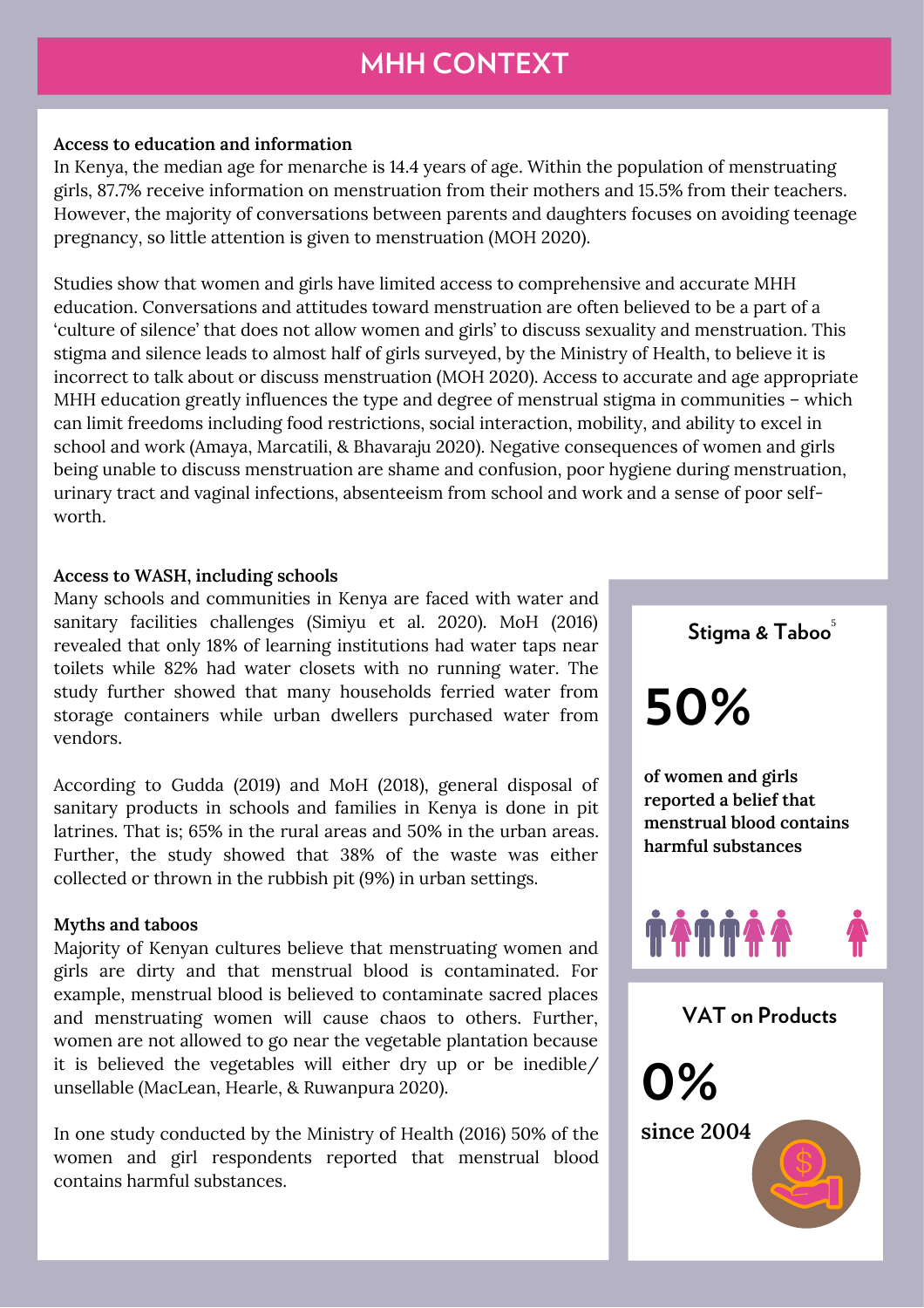# MHH CONTEXT

**Access to education and information**

In Kenya, the median age for menarche is 14.4 years of age. Within the population of menstruating girls, 87.7% receive information on menstruation from their mothers and 15.5% from their teachers. However, the majority of conversations between parents and daughters focuses on avoiding teenage pregnancy, so little attention is given to menstruation (MOH 2020).

Studies show that women and girls have limited access to comprehensive and accurate MHH education. Conversations and attitudes toward menstruation are often believed to be a part of a 'culture of silence' that does not allow women and girls' to discuss sexuality and menstruation. This stigma and silence leads to almost half of girls surveyed, by the Ministry of Health, to believe it is incorrect to talk about or discuss menstruation (MOH 2020). Access to accurate and age appropriate MHH education greatly influences the type and degree of menstrual stigma in communities – which can limit freedoms including food restrictions, social interaction, mobility, and ability to excel in school and work (Amaya, Marcatili, & Bhavaraju 2020). Negative consequences of women and girls being unable to discuss menstruation are shame and confusion, poor hygiene during menstruation, urinary tract and vaginal infections, absenteeism from school and work and a sense of poor self-worth.

**Access to WASH, including schools**

Many schools and communities in Kenya are faced with water and sanitary facilities challenges (Simiyu et al. 2020). MoH (2016) revealed that only 18% of learning institutions had water taps near toilets while 82% had water closets with no running water. The study further showed that many households ferried water from storage containers while urban dwellers purchased water from vendors.

According to Gudda (2019) and MoH (2018), general disposal of sanitary products in schools and families in Kenya is done in pit latrines. That is; 65% in the rural areas and 50% in the urban areas. Further, the study showed that 38% of the waste was either collected or thrown in the rubbish pit (9%) in urban settings.

**Myths and taboos**

Majority of Kenyan cultures believe that menstruating women and girls are dirty and that menstrual blood is contaminated. For example, menstrual blood is believed to contaminate sacred places and menstruating women will cause chaos to others. Further, women are not allowed to go near the vegetable plantation because it is believed the vegetables will either dry up or be inedible/ unsellable (MacLean, Hearle, & Ruwanpura 2020).

In one study conducted by the Ministry of Health (2016) 50% of the women and girl respondents reported that menstrual blood contains harmful substances.

**Stigma & Taboo**[5]

**50%**

**of women and girls reported a belief that menstrual blood contains harmful substances**

**VAT on Products**

**0%**

**since 2004**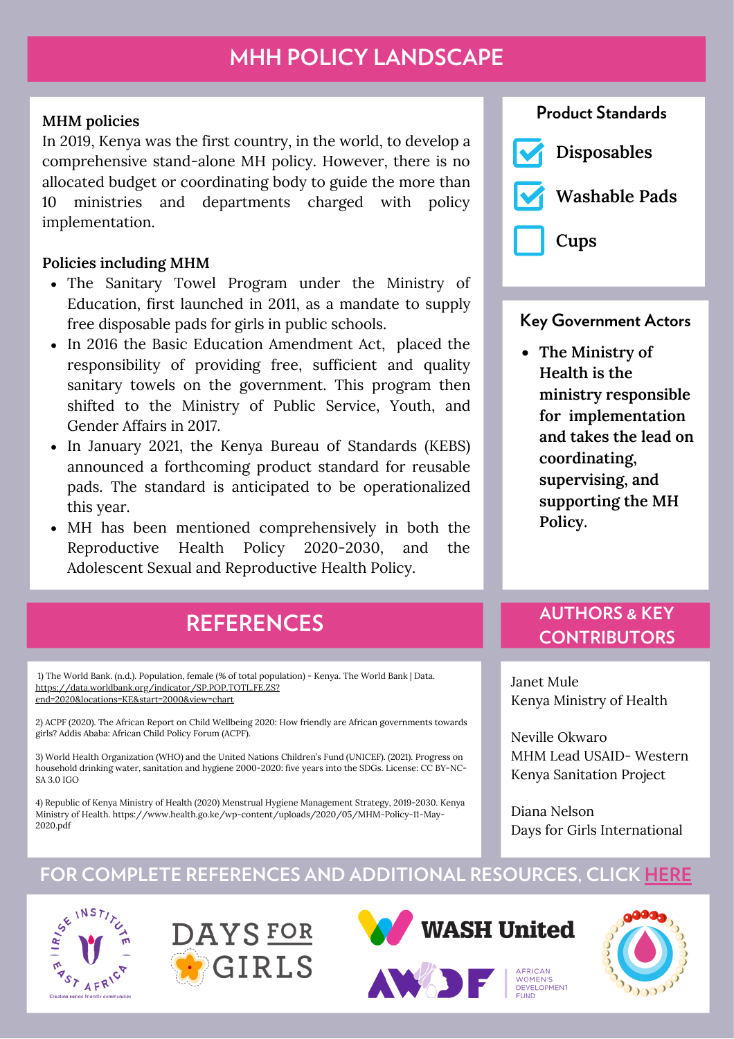# MHH POLICY LANDSCAPE

**MHM policies**

In 2019, Kenya was the first country, in the world, to develop a comprehensive stand-alone MH policy. However, there is no allocated budget or coordinating body to guide the more than 10 ministries and departments charged with policy implementation.

**Policies including MHM**

- The Sanitary Towel Program under the Ministry of Education, first launched in 2011, as a mandate to supply free disposable pads for girls in public schools.
- In 2016 the Basic Education Amendment Act, placed the responsibility of providing free, sufficient and quality sanitary towels on the government. This program then shifted to the Ministry of Public Service, Youth, and Gender Affairs in 2017.
- In January 2021, the Kenya Bureau of Standards (KEBS) announced a forthcoming product standard for reusable pads. The standard is anticipated to be operationalized this year.
- MH has been mentioned comprehensively in both the Reproductive Health Policy 2020-2030, and the Adolescent Sexual and Reproductive Health Policy.

## Product Standards

- [x] Disposables
- [x] Washable Pads
- [ ] Cups

## Key Government Actors

- **The Ministry of Health is the ministry responsible for implementation and takes the lead on coordinating, supervising, and supporting the MH Policy.**

## REFERENCES

1) The World Bank. (n.d.). Population, female (% of total population) - Kenya. The World Bank | Data. https://data.worldbank.org/indicator/SP.POP.TOTL.FE.ZS?end=2020&locations=KE&start=2000&view=chart

2) ACPF (2020). The African Report on Child Wellbeing 2020: How friendly are African governments towards girls? Addis Ababa: African Child Policy Forum (ACPF).

3) World Health Organization (WHO) and the United Nations Children's Fund (UNICEF). (2021). Progress on household drinking water, sanitation and hygiene 2000-2020: five years into the SDGs. License: CC BY-NC-SA 3.0 IGO

4) Republic of Kenya Ministry of Health (2020) Menstrual Hygiene Management Strategy, 2019-2030. Kenya Ministry of Health. https://www.health.go.ke/wp-content/uploads/2020/05/MHM-Policy-11-May-2020.pdf

## AUTHORS & KEY CONTRIBUTORS

Janet Mule
Kenya Ministry of Health

Neville Okwaro
MHM Lead USAID- Western Kenya Sanitation Project

Diana Nelson
Days for Girls International

## FOR COMPLETE REFERENCES AND ADDITIONAL RESOURCES, CLICK HERE

IRISE INSTITUTE EAST AFRICA — Creating period friendly communities

DAYS FOR GIRLS

WASH United

AWDF — AFRICAN WOMEN'S DEVELOPMENT FUND